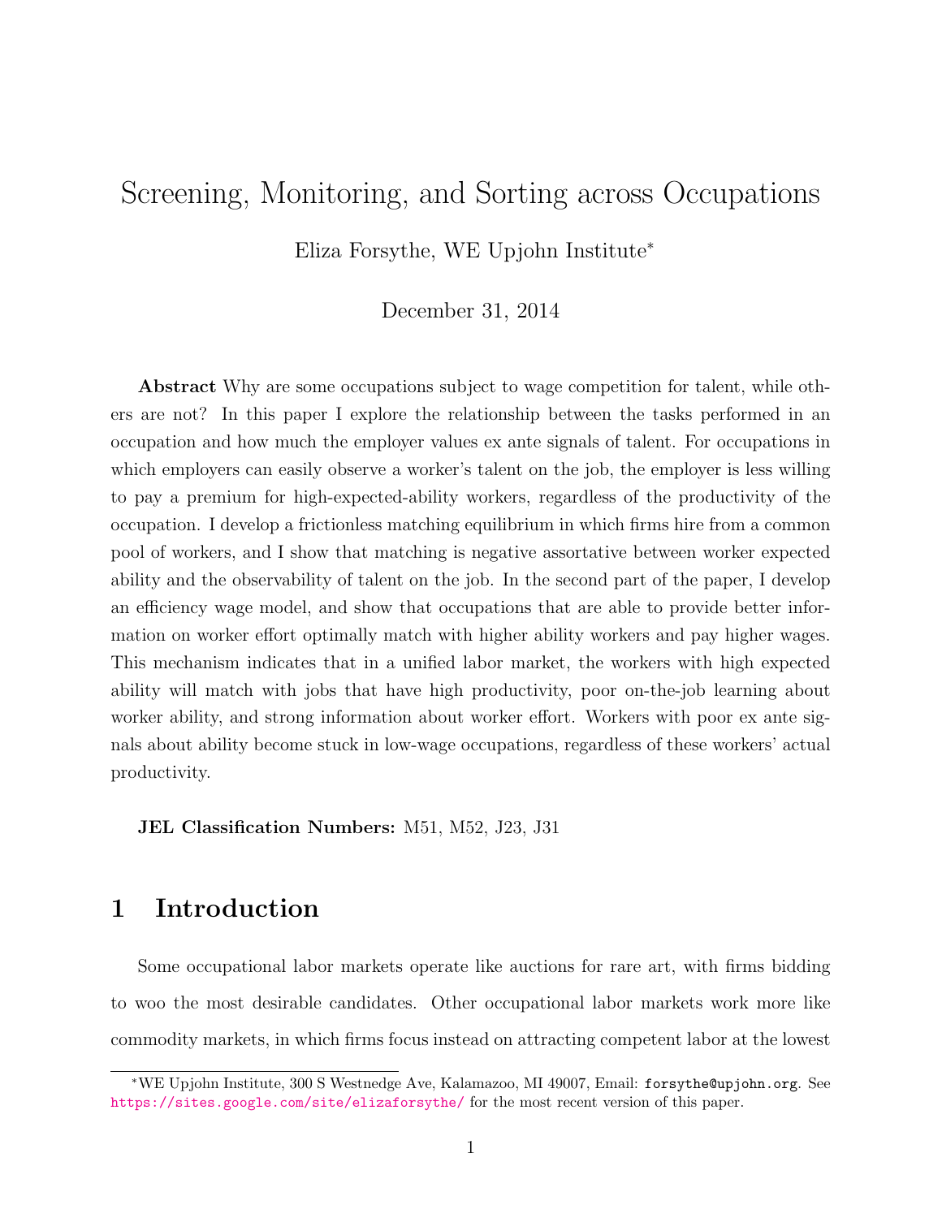# Screening, Monitoring, and Sorting across Occupations

Eliza Forsythe, WE Upjohn Institute*

December 31, 2014

**Abstract** Why are some occupations subject to wage competition for talent, while others are not? In this paper I explore the relationship between the tasks performed in an occupation and how much the employer values ex ante signals of talent. For occupations in which employers can easily observe a worker's talent on the job, the employer is less willing to pay a premium for high-expected-ability workers, regardless of the productivity of the occupation. I develop a frictionless matching equilibrium in which firms hire from a common pool of workers, and I show that matching is negative assortative between worker expected ability and the observability of talent on the job. In the second part of the paper, I develop an efficiency wage model, and show that occupations that are able to provide better information on worker effort optimally match with higher ability workers and pay higher wages. This mechanism indicates that in a unified labor market, the workers with high expected ability will match with jobs that have high productivity, poor on-the-job learning about worker ability, and strong information about worker effort. Workers with poor ex ante signals about ability become stuck in low-wage occupations, regardless of these workers' actual productivity.

**JEL Classification Numbers:** M51, M52, J23, J31

## 1 Introduction

Some occupational labor markets operate like auctions for rare art, with firms bidding to woo the most desirable candidates. Other occupational labor markets work more like commodity markets, in which firms focus instead on attracting competent labor at the lowest

*WE Upjohn Institute, 300 S Westnedge Ave, Kalamazoo, MI 49007, Email: forsythe@upjohn.org. See https://sites.google.com/site/elizaforsythe/ for the most recent version of this paper.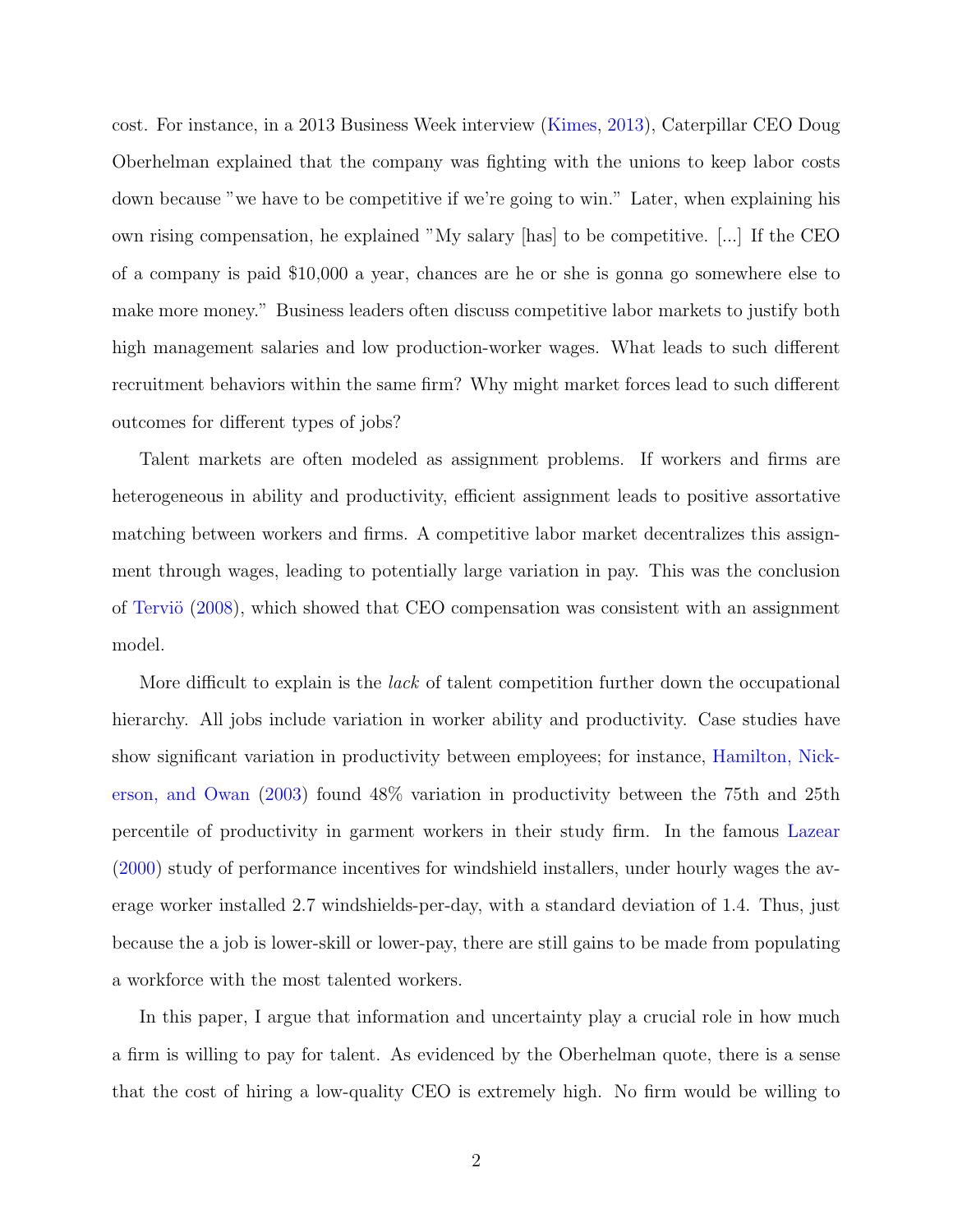cost. For instance, in a 2013 Business Week interview (Kimes, 2013), Caterpillar CEO Doug Oberhelman explained that the company was fighting with the unions to keep labor costs down because "we have to be competitive if we're going to win." Later, when explaining his own rising compensation, he explained "My salary [has] to be competitive. [...] If the CEO of a company is paid $10,000 a year, chances are he or she is gonna go somewhere else to make more money." Business leaders often discuss competitive labor markets to justify both high management salaries and low production-worker wages. What leads to such different recruitment behaviors within the same firm? Why might market forces lead to such different outcomes for different types of jobs?

Talent markets are often modeled as assignment problems. If workers and firms are heterogeneous in ability and productivity, efficient assignment leads to positive assortative matching between workers and firms. A competitive labor market decentralizes this assignment through wages, leading to potentially large variation in pay. This was the conclusion of Terviö (2008), which showed that CEO compensation was consistent with an assignment model.

More difficult to explain is the *lack* of talent competition further down the occupational hierarchy. All jobs include variation in worker ability and productivity. Case studies have show significant variation in productivity between employees; for instance, Hamilton, Nickerson, and Owan (2003) found 48% variation in productivity between the 75th and 25th percentile of productivity in garment workers in their study firm. In the famous Lazear (2000) study of performance incentives for windshield installers, under hourly wages the average worker installed 2.7 windshields-per-day, with a standard deviation of 1.4. Thus, just because the a job is lower-skill or lower-pay, there are still gains to be made from populating a workforce with the most talented workers.

In this paper, I argue that information and uncertainty play a crucial role in how much a firm is willing to pay for talent. As evidenced by the Oberhelman quote, there is a sense that the cost of hiring a low-quality CEO is extremely high. No firm would be willing to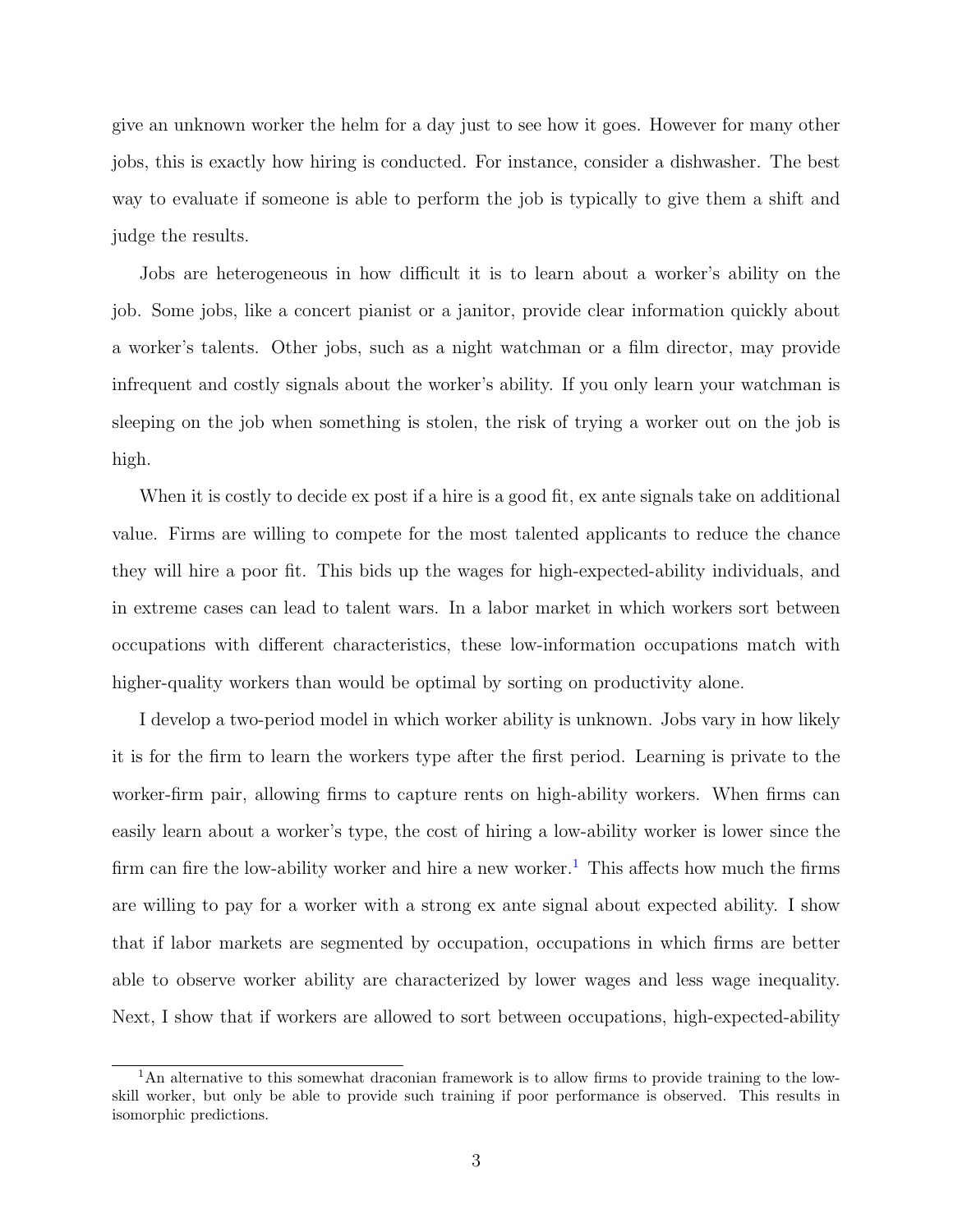give an unknown worker the helm for a day just to see how it goes. However for many other jobs, this is exactly how hiring is conducted. For instance, consider a dishwasher. The best way to evaluate if someone is able to perform the job is typically to give them a shift and judge the results.

Jobs are heterogeneous in how difficult it is to learn about a worker's ability on the job. Some jobs, like a concert pianist or a janitor, provide clear information quickly about a worker's talents. Other jobs, such as a night watchman or a film director, may provide infrequent and costly signals about the worker's ability. If you only learn your watchman is sleeping on the job when something is stolen, the risk of trying a worker out on the job is high.

When it is costly to decide ex post if a hire is a good fit, ex ante signals take on additional value. Firms are willing to compete for the most talented applicants to reduce the chance they will hire a poor fit. This bids up the wages for high-expected-ability individuals, and in extreme cases can lead to talent wars. In a labor market in which workers sort between occupations with different characteristics, these low-information occupations match with higher-quality workers than would be optimal by sorting on productivity alone.

I develop a two-period model in which worker ability is unknown. Jobs vary in how likely it is for the firm to learn the workers type after the first period. Learning is private to the worker-firm pair, allowing firms to capture rents on high-ability workers. When firms can easily learn about a worker's type, the cost of hiring a low-ability worker is lower since the firm can fire the low-ability worker and hire a new worker.[1] This affects how much the firms are willing to pay for a worker with a strong ex ante signal about expected ability. I show that if labor markets are segmented by occupation, occupations in which firms are better able to observe worker ability are characterized by lower wages and less wage inequality. Next, I show that if workers are allowed to sort between occupations, high-expected-ability

[1] An alternative to this somewhat draconian framework is to allow firms to provide training to the low-skill worker, but only be able to provide such training if poor performance is observed. This results in isomorphic predictions.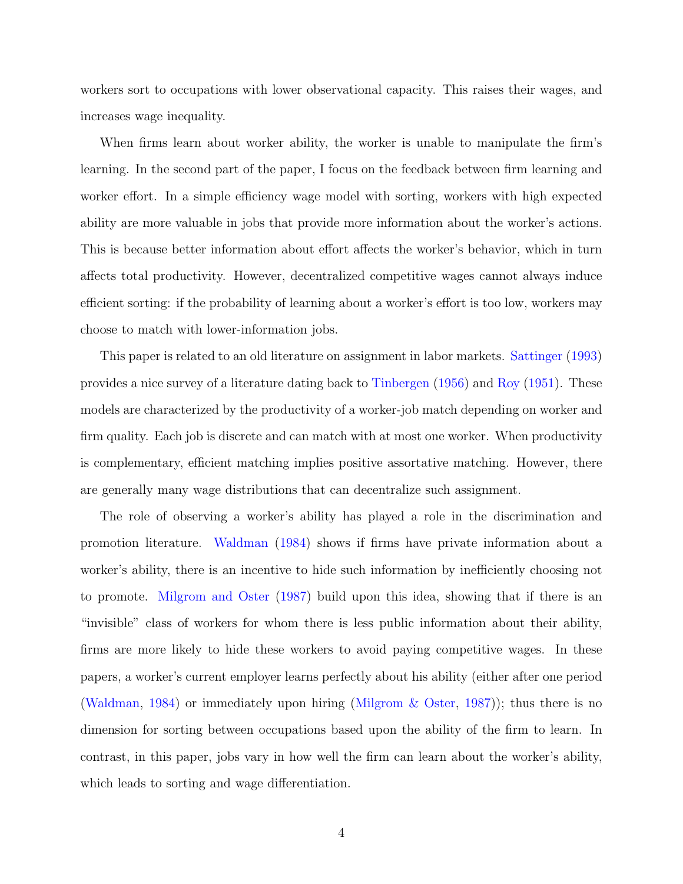workers sort to occupations with lower observational capacity. This raises their wages, and increases wage inequality.

When firms learn about worker ability, the worker is unable to manipulate the firm's learning. In the second part of the paper, I focus on the feedback between firm learning and worker effort. In a simple efficiency wage model with sorting, workers with high expected ability are more valuable in jobs that provide more information about the worker's actions. This is because better information about effort affects the worker's behavior, which in turn affects total productivity. However, decentralized competitive wages cannot always induce efficient sorting: if the probability of learning about a worker's effort is too low, workers may choose to match with lower-information jobs.

This paper is related to an old literature on assignment in labor markets. Sattinger (1993) provides a nice survey of a literature dating back to Tinbergen (1956) and Roy (1951). These models are characterized by the productivity of a worker-job match depending on worker and firm quality. Each job is discrete and can match with at most one worker. When productivity is complementary, efficient matching implies positive assortative matching. However, there are generally many wage distributions that can decentralize such assignment.

The role of observing a worker's ability has played a role in the discrimination and promotion literature. Waldman (1984) shows if firms have private information about a worker's ability, there is an incentive to hide such information by inefficiently choosing not to promote. Milgrom and Oster (1987) build upon this idea, showing that if there is an "invisible" class of workers for whom there is less public information about their ability, firms are more likely to hide these workers to avoid paying competitive wages. In these papers, a worker's current employer learns perfectly about his ability (either after one period (Waldman, 1984) or immediately upon hiring (Milgrom & Oster, 1987)); thus there is no dimension for sorting between occupations based upon the ability of the firm to learn. In contrast, in this paper, jobs vary in how well the firm can learn about the worker's ability, which leads to sorting and wage differentiation.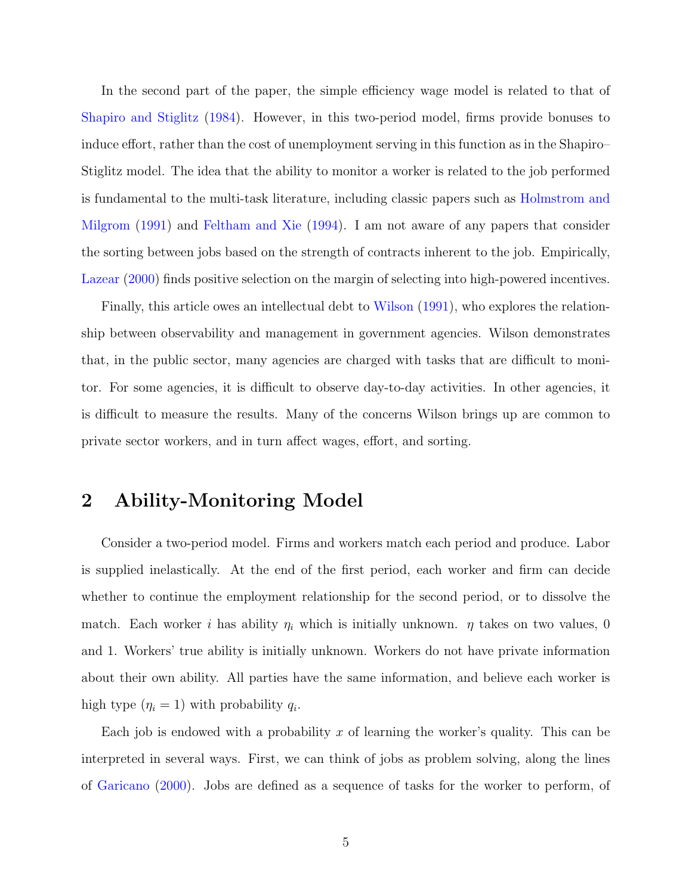In the second part of the paper, the simple efficiency wage model is related to that of Shapiro and Stiglitz (1984). However, in this two-period model, firms provide bonuses to induce effort, rather than the cost of unemployment serving in this function as in the Shapiro–Stiglitz model. The idea that the ability to monitor a worker is related to the job performed is fundamental to the multi-task literature, including classic papers such as Holmstrom and Milgrom (1991) and Feltham and Xie (1994). I am not aware of any papers that consider the sorting between jobs based on the strength of contracts inherent to the job. Empirically, Lazear (2000) finds positive selection on the margin of selecting into high-powered incentives.

Finally, this article owes an intellectual debt to Wilson (1991), who explores the relationship between observability and management in government agencies. Wilson demonstrates that, in the public sector, many agencies are charged with tasks that are difficult to monitor. For some agencies, it is difficult to observe day-to-day activities. In other agencies, it is difficult to measure the results. Many of the concerns Wilson brings up are common to private sector workers, and in turn affect wages, effort, and sorting.

## 2 Ability-Monitoring Model

Consider a two-period model. Firms and workers match each period and produce. Labor is supplied inelastically. At the end of the first period, each worker and firm can decide whether to continue the employment relationship for the second period, or to dissolve the match. Each worker $i$ has ability $\eta_i$ which is initially unknown. $\eta$ takes on two values, 0 and 1. Workers' true ability is initially unknown. Workers do not have private information about their own ability. All parties have the same information, and believe each worker is high type ($\eta_i = 1$) with probability $q_i$.

Each job is endowed with a probability $x$ of learning the worker's quality. This can be interpreted in several ways. First, we can think of jobs as problem solving, along the lines of Garicano (2000). Jobs are defined as a sequence of tasks for the worker to perform, of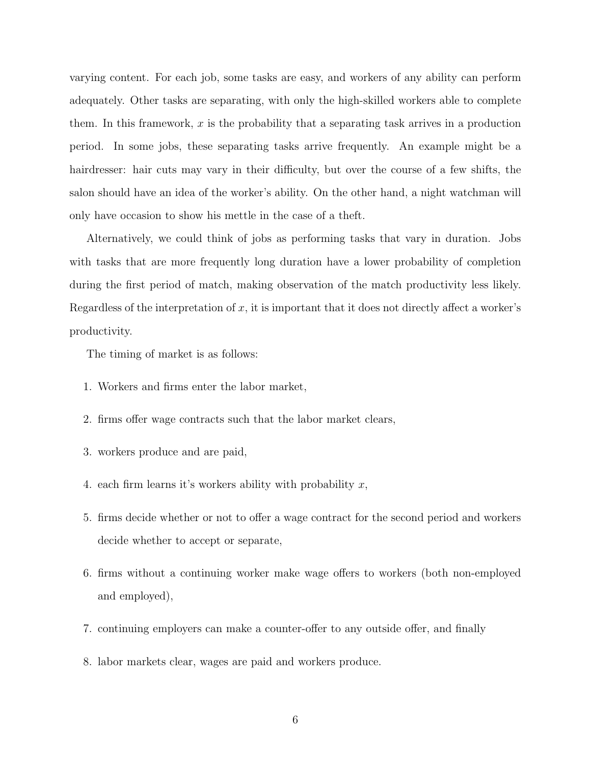varying content. For each job, some tasks are easy, and workers of any ability can perform adequately. Other tasks are separating, with only the high-skilled workers able to complete them. In this framework, $x$ is the probability that a separating task arrives in a production period. In some jobs, these separating tasks arrive frequently. An example might be a hairdresser: hair cuts may vary in their difficulty, but over the course of a few shifts, the salon should have an idea of the worker's ability. On the other hand, a night watchman will only have occasion to show his mettle in the case of a theft.

Alternatively, we could think of jobs as performing tasks that vary in duration. Jobs with tasks that are more frequently long duration have a lower probability of completion during the first period of match, making observation of the match productivity less likely. Regardless of the interpretation of $x$, it is important that it does not directly affect a worker's productivity.

The timing of market is as follows:

1. Workers and firms enter the labor market,
2. firms offer wage contracts such that the labor market clears,
3. workers produce and are paid,
4. each firm learns it's workers ability with probability $x$,
5. firms decide whether or not to offer a wage contract for the second period and workers decide whether to accept or separate,
6. firms without a continuing worker make wage offers to workers (both non-employed and employed),
7. continuing employers can make a counter-offer to any outside offer, and finally
8. labor markets clear, wages are paid and workers produce.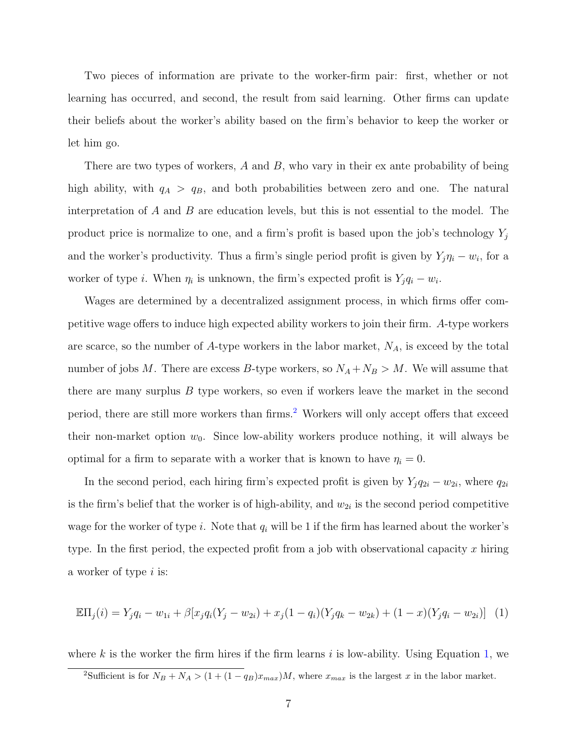Two pieces of information are private to the worker-firm pair: first, whether or not learning has occurred, and second, the result from said learning. Other firms can update their beliefs about the worker's ability based on the firm's behavior to keep the worker or let him go.

There are two types of workers, $A$ and $B$, who vary in their ex ante probability of being high ability, with $q_A > q_B$, and both probabilities between zero and one. The natural interpretation of $A$ and $B$ are education levels, but this is not essential to the model. The product price is normalize to one, and a firm's profit is based upon the job's technology $Y_j$ and the worker's productivity. Thus a firm's single period profit is given by $Y_j \eta_i - w_i$, for a worker of type $i$. When $\eta_i$ is unknown, the firm's expected profit is $Y_j q_i - w_i$.

Wages are determined by a decentralized assignment process, in which firms offer competitive wage offers to induce high expected ability workers to join their firm. $A$-type workers are scarce, so the number of $A$-type workers in the labor market, $N_A$, is exceed by the total number of jobs $M$. There are excess $B$-type workers, so $N_A + N_B > M$. We will assume that there are many surplus $B$ type workers, so even if workers leave the market in the second period, there are still more workers than firms.[2] Workers will only accept offers that exceed their non-market option $w_0$. Since low-ability workers produce nothing, it will always be optimal for a firm to separate with a worker that is known to have $\eta_i = 0$.

In the second period, each hiring firm's expected profit is given by $Y_j q_{2i} - w_{2i}$, where $q_{2i}$ is the firm's belief that the worker is of high-ability, and $w_{2i}$ is the second period competitive wage for the worker of type $i$. Note that $q_i$ will be 1 if the firm has learned about the worker's type. In the first period, the expected profit from a job with observational capacity $x$ hiring a worker of type $i$ is:

$$\mathbb{E}\Pi_j(i) = Y_j q_i - w_{1i} + \beta[x_j q_i(Y_j - w_{2i}) + x_j(1-q_i)(Y_j q_k - w_{2k}) + (1-x)(Y_j q_i - w_{2i})] \quad (1)$$

where $k$ is the worker the firm hires if the firm learns $i$ is low-ability. Using Equation 1, we

[2] Sufficient is for $N_B + N_A > (1 + (1-q_B)x_{max})M$, where $x_{max}$ is the largest $x$ in the labor market.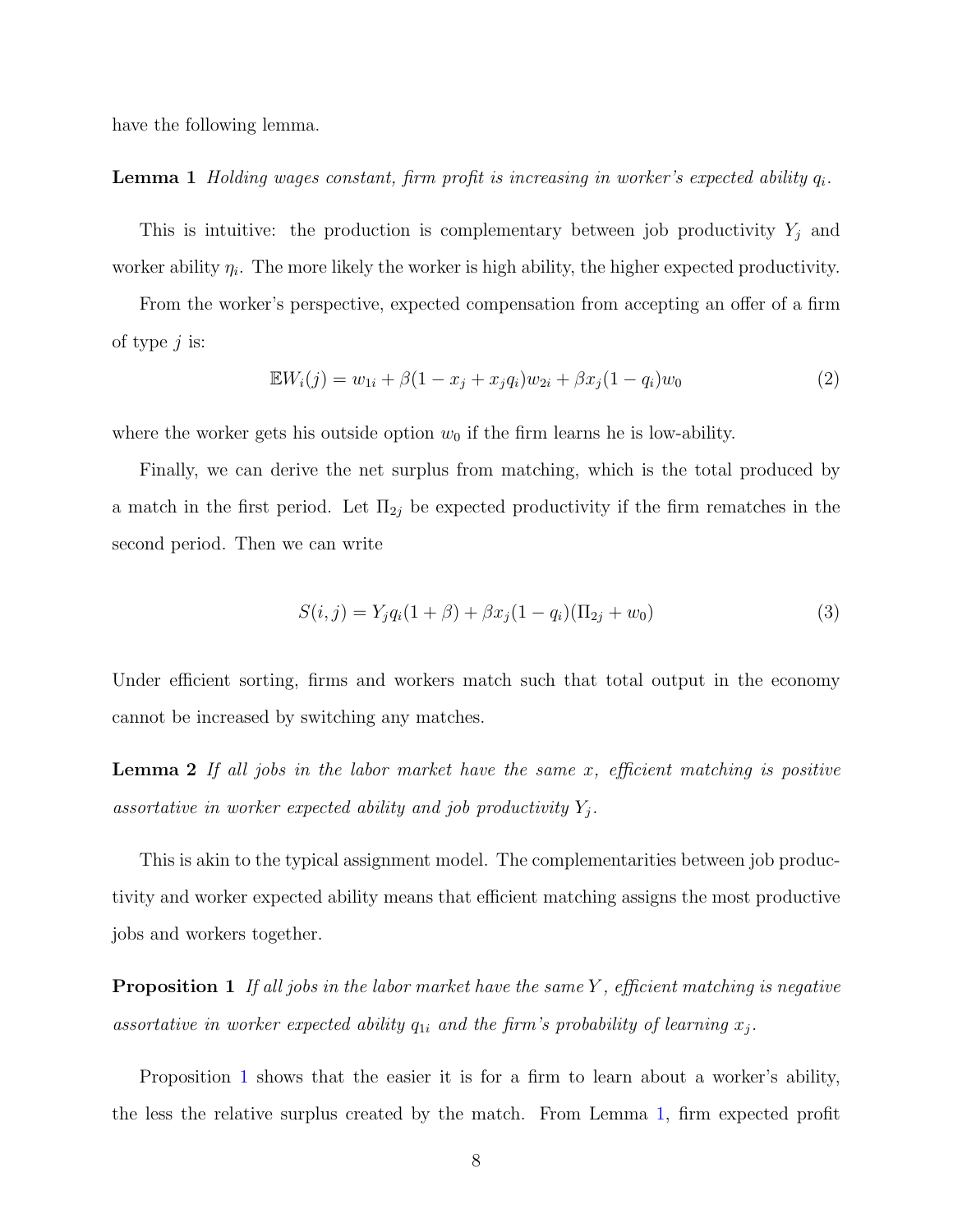have the following lemma.

**Lemma 1** *Holding wages constant, firm profit is increasing in worker's expected ability $q_i$.*

This is intuitive: the production is complementary between job productivity $Y_j$ and worker ability $\eta_i$. The more likely the worker is high ability, the higher expected productivity.

From the worker's perspective, expected compensation from accepting an offer of a firm of type $j$ is:

$$\mathbb{E}W_i(j) = w_{1i} + \beta(1 - x_j + x_j q_i)w_{2i} + \beta x_j(1 - q_i)w_0 \tag{2}$$

where the worker gets his outside option $w_0$ if the firm learns he is low-ability.

Finally, we can derive the net surplus from matching, which is the total produced by a match in the first period. Let $\Pi_{2j}$ be expected productivity if the firm rematches in the second period. Then we can write

$$S(i,j) = Y_j q_i(1 + \beta) + \beta x_j(1 - q_i)(\Pi_{2j} + w_0) \tag{3}$$

Under efficient sorting, firms and workers match such that total output in the economy cannot be increased by switching any matches.

**Lemma 2** *If all jobs in the labor market have the same $x$, efficient matching is positive assortative in worker expected ability and job productivity $Y_j$.*

This is akin to the typical assignment model. The complementarities between job productivity and worker expected ability means that efficient matching assigns the most productive jobs and workers together.

**Proposition 1** *If all jobs in the labor market have the same $Y$, efficient matching is negative assortative in worker expected ability $q_{1i}$ and the firm's probability of learning $x_j$.*

Proposition 1 shows that the easier it is for a firm to learn about a worker's ability, the less the relative surplus created by the match. From Lemma 1, firm expected profit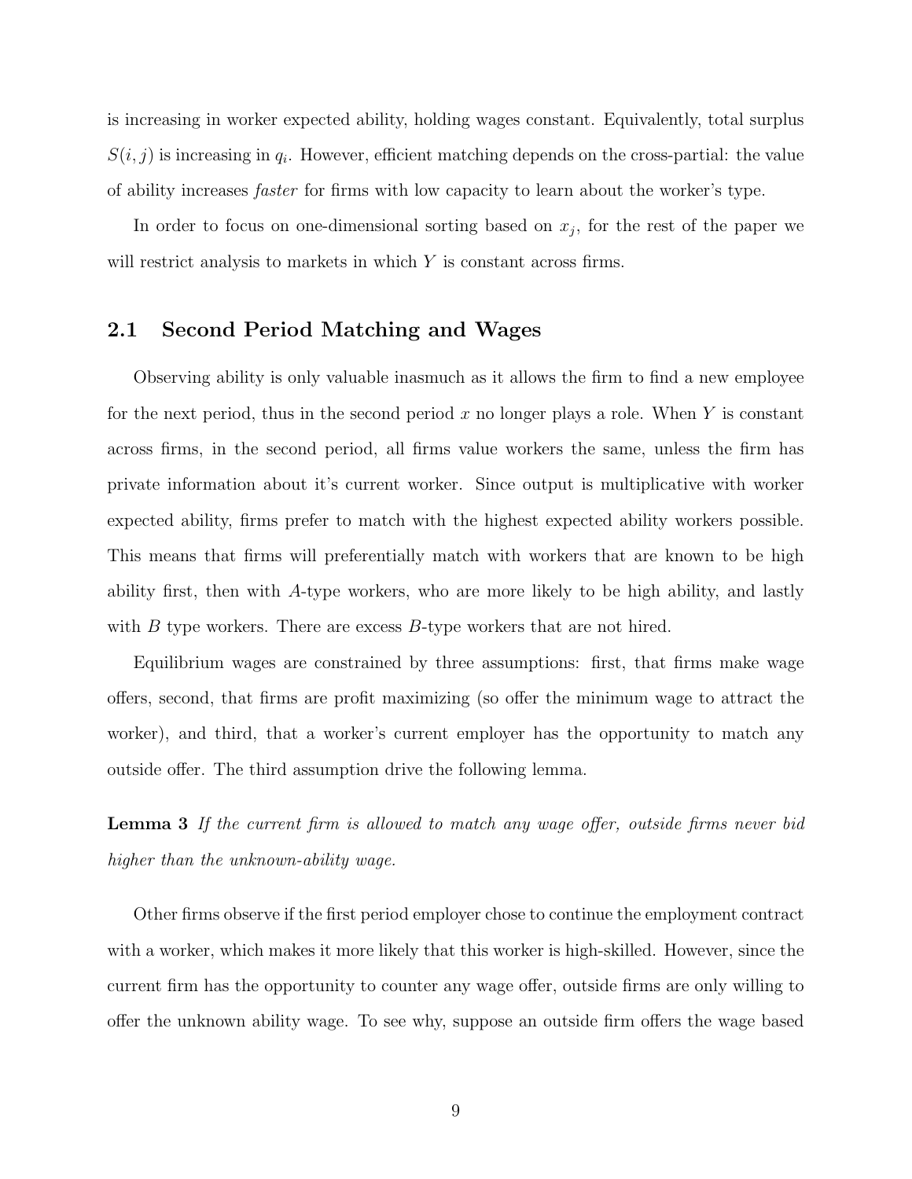is increasing in worker expected ability, holding wages constant. Equivalently, total surplus $S(i, j)$ is increasing in $q_i$. However, efficient matching depends on the cross-partial: the value of ability increases *faster* for firms with low capacity to learn about the worker's type.

In order to focus on one-dimensional sorting based on $x_j$, for the rest of the paper we will restrict analysis to markets in which $Y$ is constant across firms.

## 2.1 Second Period Matching and Wages

Observing ability is only valuable inasmuch as it allows the firm to find a new employee for the next period, thus in the second period $x$ no longer plays a role. When $Y$ is constant across firms, in the second period, all firms value workers the same, unless the firm has private information about it's current worker. Since output is multiplicative with worker expected ability, firms prefer to match with the highest expected ability workers possible. This means that firms will preferentially match with workers that are known to be high ability first, then with $A$-type workers, who are more likely to be high ability, and lastly with $B$ type workers. There are excess $B$-type workers that are not hired.

Equilibrium wages are constrained by three assumptions: first, that firms make wage offers, second, that firms are profit maximizing (so offer the minimum wage to attract the worker), and third, that a worker's current employer has the opportunity to match any outside offer. The third assumption drive the following lemma.

**Lemma 3** *If the current firm is allowed to match any wage offer, outside firms never bid higher than the unknown-ability wage.*

Other firms observe if the first period employer chose to continue the employment contract with a worker, which makes it more likely that this worker is high-skilled. However, since the current firm has the opportunity to counter any wage offer, outside firms are only willing to offer the unknown ability wage. To see why, suppose an outside firm offers the wage based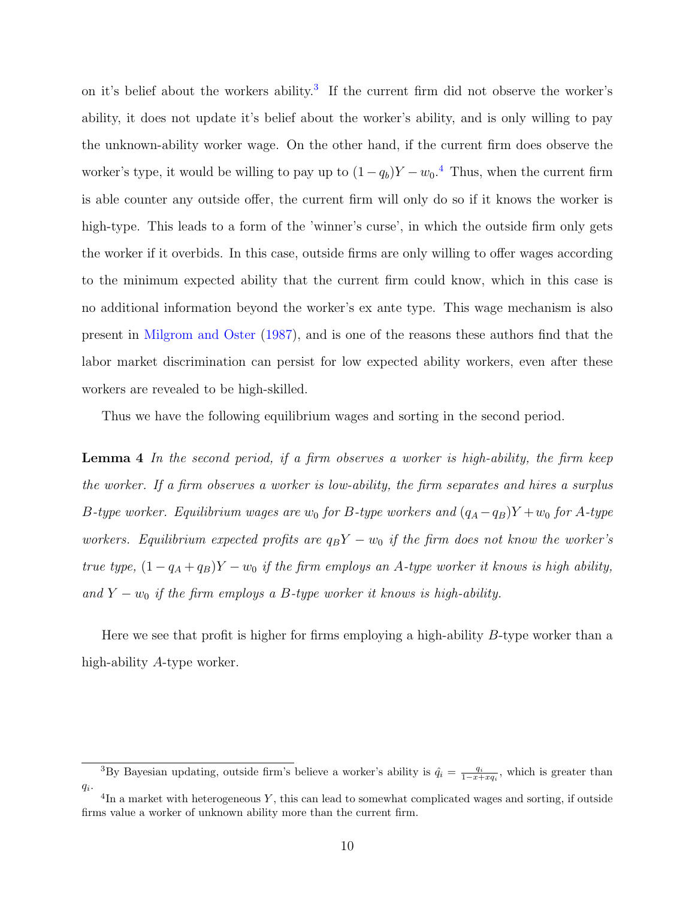on it's belief about the workers ability.[3] If the current firm did not observe the worker's ability, it does not update it's belief about the worker's ability, and is only willing to pay the unknown-ability worker wage. On the other hand, if the current firm does observe the worker's type, it would be willing to pay up to $(1 - q_b)Y - w_0$.[4] Thus, when the current firm is able counter any outside offer, the current firm will only do so if it knows the worker is high-type. This leads to a form of the 'winner's curse', in which the outside firm only gets the worker if it overbids. In this case, outside firms are only willing to offer wages according to the minimum expected ability that the current firm could know, which in this case is no additional information beyond the worker's ex ante type. This wage mechanism is also present in Milgrom and Oster (1987), and is one of the reasons these authors find that the labor market discrimination can persist for low expected ability workers, even after these workers are revealed to be high-skilled.

Thus we have the following equilibrium wages and sorting in the second period.

**Lemma 4** *In the second period, if a firm observes a worker is high-ability, the firm keep the worker. If a firm observes a worker is low-ability, the firm separates and hires a surplus B-type worker. Equilibrium wages are $w_0$ for B-type workers and $(q_A - q_B)Y + w_0$ for A-type workers. Equilibrium expected profits are $q_B Y - w_0$ if the firm does not know the worker's true type, $(1 - q_A + q_B)Y - w_0$ if the firm employs an A-type worker it knows is high ability, and $Y - w_0$ if the firm employs a B-type worker it knows is high-ability.*

Here we see that profit is higher for firms employing a high-ability $B$-type worker than a high-ability $A$-type worker.

[3] By Bayesian updating, outside firm's believe a worker's ability is $\hat{q}_i = \frac{q_i}{1-x+xq_i}$, which is greater than $q_i$.

[4] In a market with heterogeneous $Y$, this can lead to somewhat complicated wages and sorting, if outside firms value a worker of unknown ability more than the current firm.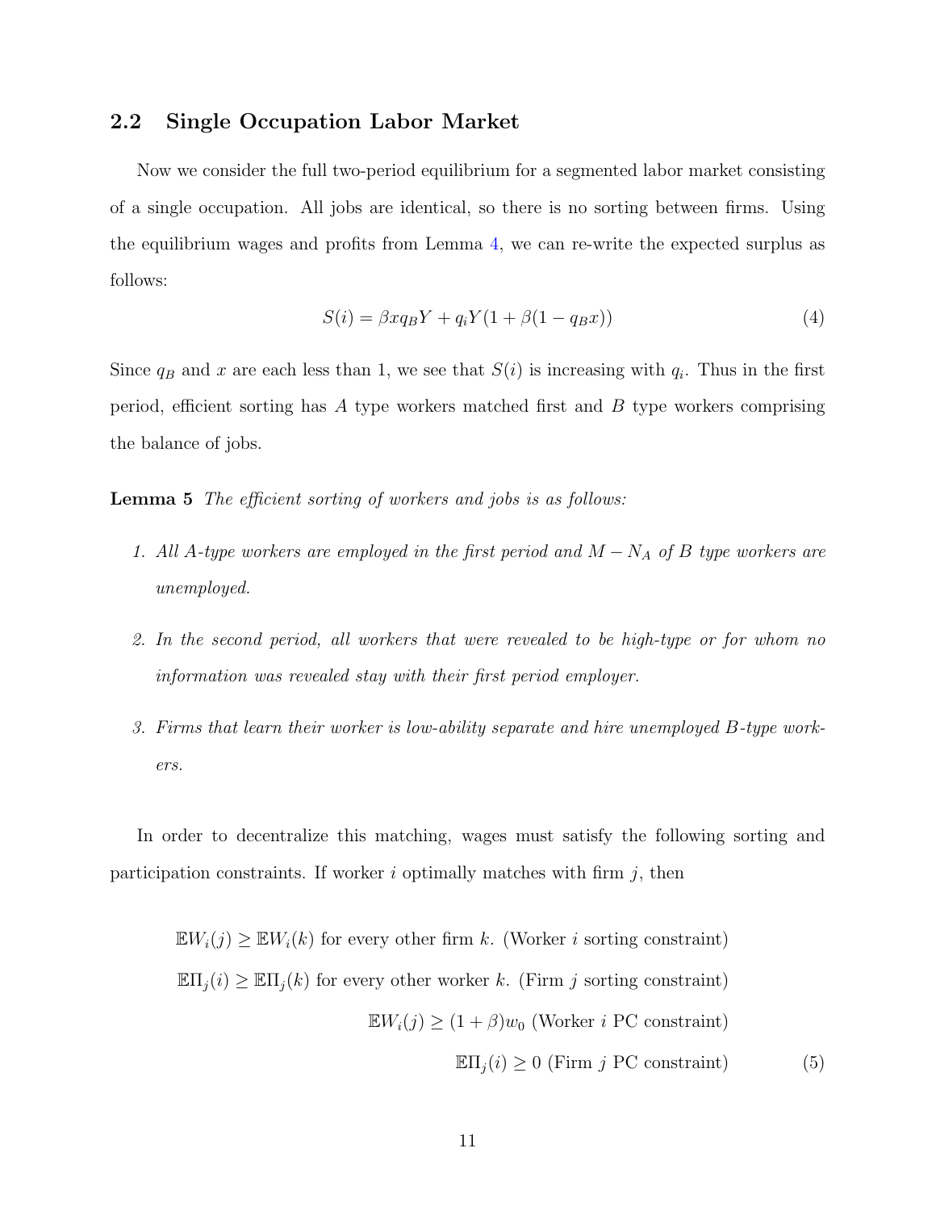## 2.2 Single Occupation Labor Market

Now we consider the full two-period equilibrium for a segmented labor market consisting of a single occupation. All jobs are identical, so there is no sorting between firms. Using the equilibrium wages and profits from Lemma 4, we can re-write the expected surplus as follows:

$$S(i) = \beta x q_B Y + q_i Y(1 + \beta(1 - q_B x)) \tag{4}$$

Since $q_B$ and $x$ are each less than 1, we see that $S(i)$ is increasing with $q_i$. Thus in the first period, efficient sorting has $A$ type workers matched first and $B$ type workers comprising the balance of jobs.

**Lemma 5** *The efficient sorting of workers and jobs is as follows:*

1. *All A-type workers are employed in the first period and $M - N_A$ of $B$ type workers are unemployed.*
2. *In the second period, all workers that were revealed to be high-type or for whom no information was revealed stay with their first period employer.*
3. *Firms that learn their worker is low-ability separate and hire unemployed B-type workers.*

In order to decentralize this matching, wages must satisfy the following sorting and participation constraints. If worker $i$ optimally matches with firm $j$, then

$$\begin{aligned}
\mathbb{E}W_i(j) \geq \mathbb{E}W_i(k) &\text{ for every other firm } k. \text{ (Worker } i \text{ sorting constraint)} \\
\mathbb{E}\Pi_j(i) \geq \mathbb{E}\Pi_j(k) &\text{ for every other worker } k. \text{ (Firm } j \text{ sorting constraint)} \\
\mathbb{E}W_i(j) \geq (1+\beta)w_0 &\text{ (Worker } i \text{ PC constraint)} \\
\mathbb{E}\Pi_j(i) \geq 0 &\text{ (Firm } j \text{ PC constraint)}
\end{aligned} \tag{5}$$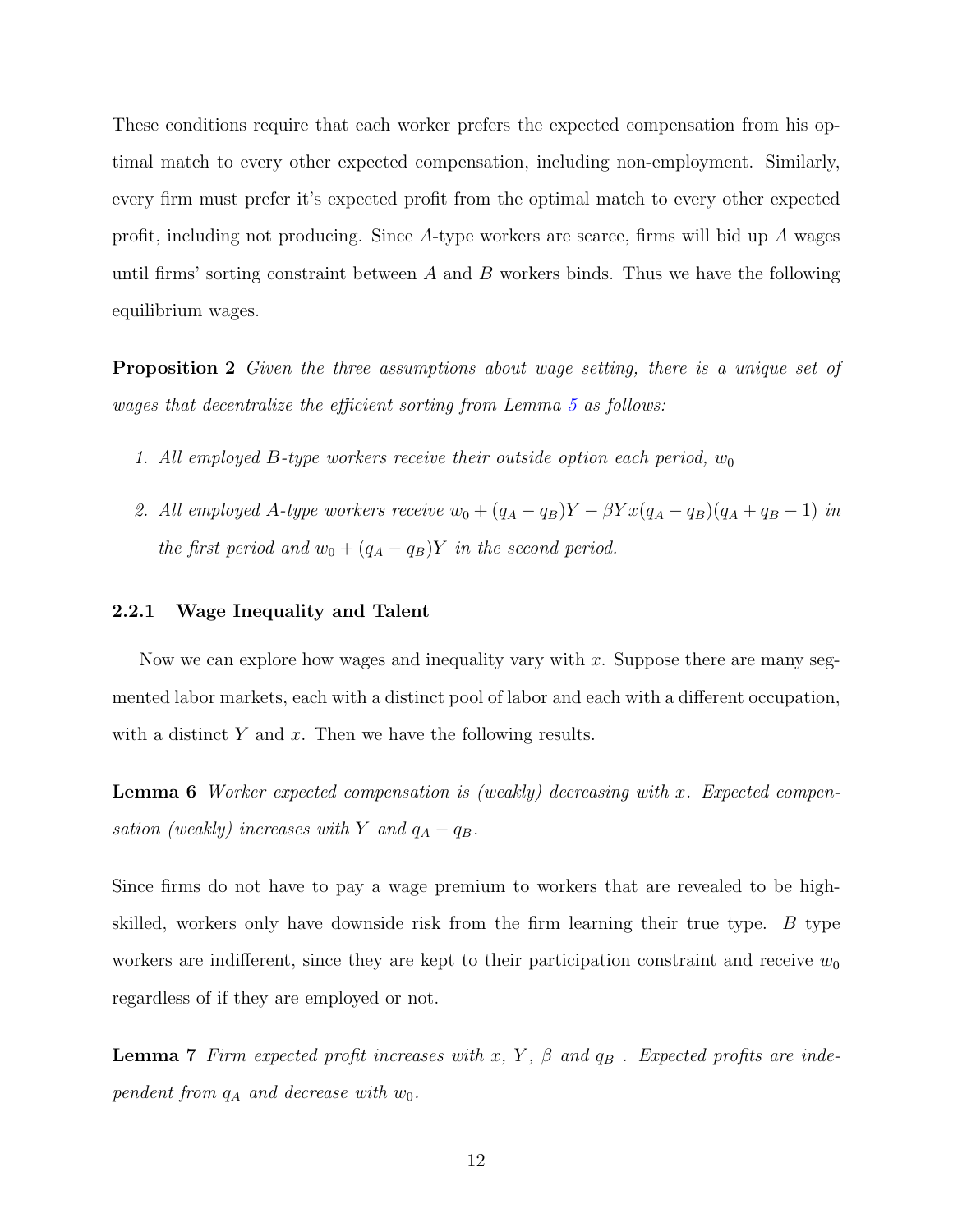These conditions require that each worker prefers the expected compensation from his optimal match to every other expected compensation, including non-employment. Similarly, every firm must prefer it's expected profit from the optimal match to every other expected profit, including not producing. Since $A$-type workers are scarce, firms will bid up $A$ wages until firms' sorting constraint between $A$ and $B$ workers binds. Thus we have the following equilibrium wages.

**Proposition 2** *Given the three assumptions about wage setting, there is a unique set of wages that decentralize the efficient sorting from Lemma 5 as follows:*

1. *All employed $B$-type workers receive their outside option each period, $w_0$*
2. *All employed $A$-type workers receive $w_0 + (q_A - q_B)Y - \beta Y x(q_A - q_B)(q_A + q_B - 1)$ in the first period and $w_0 + (q_A - q_B)Y$ in the second period.*

### 2.2.1 Wage Inequality and Talent

Now we can explore how wages and inequality vary with $x$. Suppose there are many segmented labor markets, each with a distinct pool of labor and each with a different occupation, with a distinct $Y$ and $x$. Then we have the following results.

**Lemma 6** *Worker expected compensation is (weakly) decreasing with $x$. Expected compensation (weakly) increases with $Y$ and $q_A - q_B$.*

Since firms do not have to pay a wage premium to workers that are revealed to be high-skilled, workers only have downside risk from the firm learning their true type. $B$ type workers are indifferent, since they are kept to their participation constraint and receive $w_0$ regardless of if they are employed or not.

**Lemma 7** *Firm expected profit increases with $x$, $Y$, $\beta$ and $q_B$ . Expected profits are independent from $q_A$ and decrease with $w_0$.*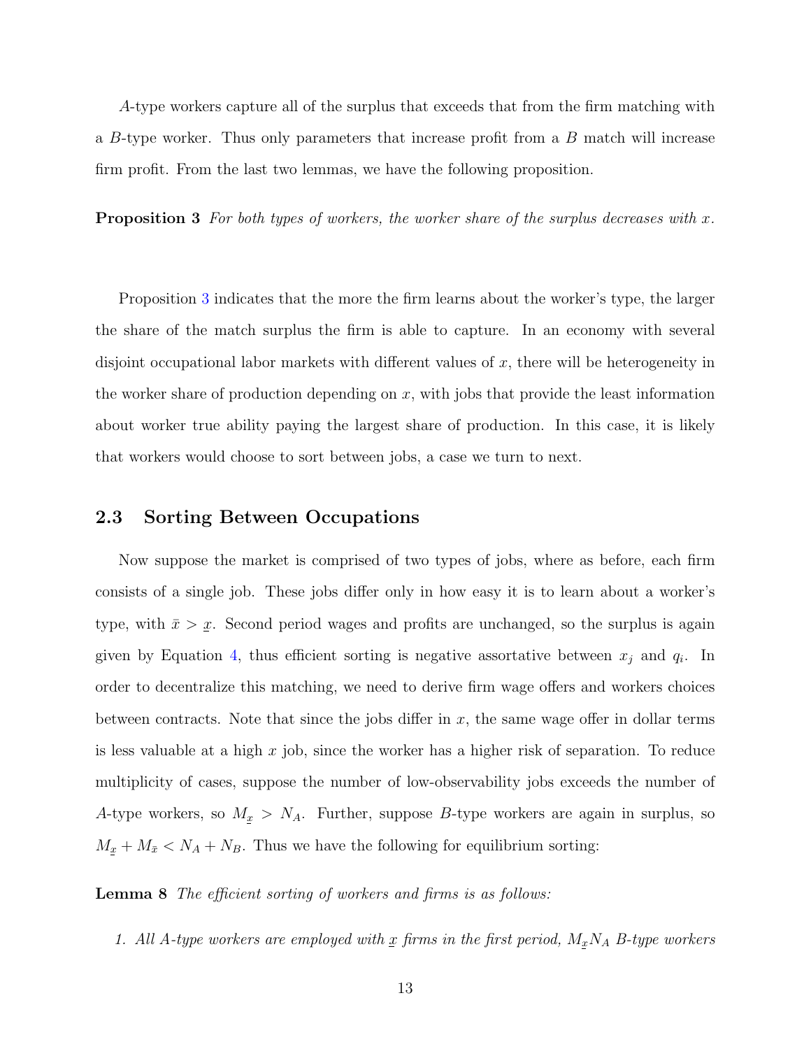$A$-type workers capture all of the surplus that exceeds that from the firm matching with a $B$-type worker. Thus only parameters that increase profit from a $B$ match will increase firm profit. From the last two lemmas, we have the following proposition.

**Proposition 3** *For both types of workers, the worker share of the surplus decreases with $x$.*

Proposition 3 indicates that the more the firm learns about the worker's type, the larger the share of the match surplus the firm is able to capture. In an economy with several disjoint occupational labor markets with different values of $x$, there will be heterogeneity in the worker share of production depending on $x$, with jobs that provide the least information about worker true ability paying the largest share of production. In this case, it is likely that workers would choose to sort between jobs, a case we turn to next.

## 2.3 Sorting Between Occupations

Now suppose the market is comprised of two types of jobs, where as before, each firm consists of a single job. These jobs differ only in how easy it is to learn about a worker's type, with $\bar{x} > \underline{x}$. Second period wages and profits are unchanged, so the surplus is again given by Equation 4, thus efficient sorting is negative assortative between $x_j$ and $q_i$. In order to decentralize this matching, we need to derive firm wage offers and workers choices between contracts. Note that since the jobs differ in $x$, the same wage offer in dollar terms is less valuable at a high $x$ job, since the worker has a higher risk of separation. To reduce multiplicity of cases, suppose the number of low-observability jobs exceeds the number of $A$-type workers, so $M_{\underline{x}} > N_A$. Further, suppose $B$-type workers are again in surplus, so $M_{\underline{x}} + M_{\bar{x}} < N_A + N_B$. Thus we have the following for equilibrium sorting:

**Lemma 8** *The efficient sorting of workers and firms is as follows:*

1. *All $A$-type workers are employed with $\underline{x}$ firms in the first period, $M_{\underline{x}}N_A$ $B$-type workers*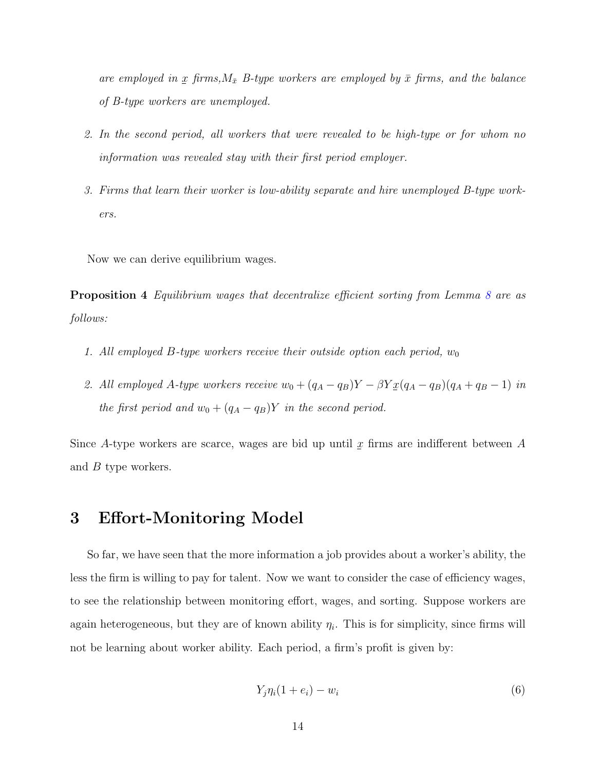*are employed in $\underline{x}$ firms, $M_{\bar{x}}$ B-type workers are employed by $\bar{x}$ firms, and the balance of B-type workers are unemployed.*

2. *In the second period, all workers that were revealed to be high-type or for whom no information was revealed stay with their first period employer.*

3. *Firms that learn their worker is low-ability separate and hire unemployed B-type workers.*

Now we can derive equilibrium wages.

**Proposition 4** *Equilibrium wages that decentralize efficient sorting from Lemma 8 are as follows:*

1. *All employed B-type workers receive their outside option each period, $w_0$*

2. *All employed A-type workers receive $w_0 + (q_A - q_B)Y - \beta Y \underline{x}(q_A - q_B)(q_A + q_B - 1)$ in the first period and $w_0 + (q_A - q_B)Y$ in the second period.*

Since $A$-type workers are scarce, wages are bid up until $\underline{x}$ firms are indifferent between $A$ and $B$ type workers.

# 3 Effort-Monitoring Model

So far, we have seen that the more information a job provides about a worker's ability, the less the firm is willing to pay for talent. Now we want to consider the case of efficiency wages, to see the relationship between monitoring effort, wages, and sorting. Suppose workers are again heterogeneous, but they are of known ability $\eta_i$. This is for simplicity, since firms will not be learning about worker ability. Each period, a firm's profit is given by:

$$Y_j \eta_i (1 + e_i) - w_i \tag{6}$$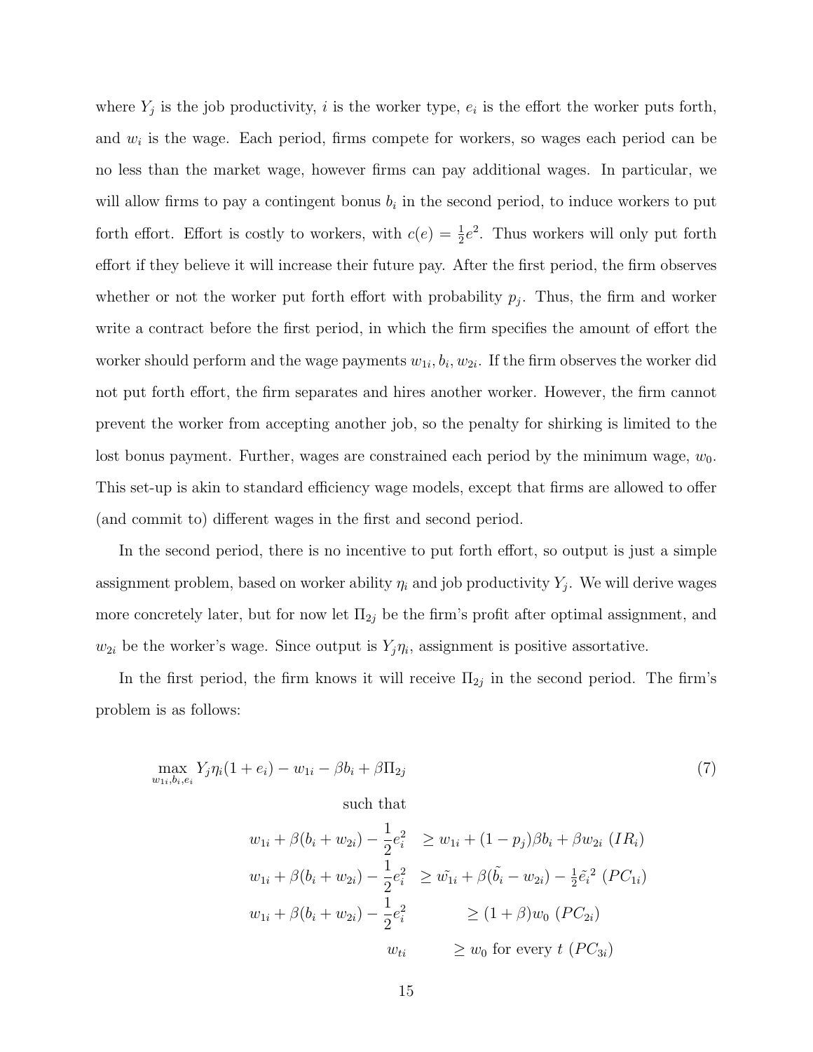where $Y_j$ is the job productivity, $i$ is the worker type, $e_i$ is the effort the worker puts forth, and $w_i$ is the wage. Each period, firms compete for workers, so wages each period can be no less than the market wage, however firms can pay additional wages. In particular, we will allow firms to pay a contingent bonus $b_i$ in the second period, to induce workers to put forth effort. Effort is costly to workers, with $c(e) = \frac{1}{2}e^2$. Thus workers will only put forth effort if they believe it will increase their future pay. After the first period, the firm observes whether or not the worker put forth effort with probability $p_j$. Thus, the firm and worker write a contract before the first period, in which the firm specifies the amount of effort the worker should perform and the wage payments $w_{1i}, b_i, w_{2i}$. If the firm observes the worker did not put forth effort, the firm separates and hires another worker. However, the firm cannot prevent the worker from accepting another job, so the penalty for shirking is limited to the lost bonus payment. Further, wages are constrained each period by the minimum wage, $w_0$. This set-up is akin to standard efficiency wage models, except that firms are allowed to offer (and commit to) different wages in the first and second period.

In the second period, there is no incentive to put forth effort, so output is just a simple assignment problem, based on worker ability $\eta_i$ and job productivity $Y_j$. We will derive wages more concretely later, but for now let $\Pi_{2j}$ be the firm's profit after optimal assignment, and $w_{2i}$ be the worker's wage. Since output is $Y_j\eta_i$, assignment is positive assortative.

In the first period, the firm knows it will receive $\Pi_{2j}$ in the second period. The firm's problem is as follows:

$$\max_{w_{1i}, b_i, e_i} Y_j\eta_i(1+e_i) - w_{1i} - \beta b_i + \beta\Pi_{2j} \tag{7}$$

such that

$$
\begin{aligned}
w_{1i} + \beta(b_i + w_{2i}) - \frac{1}{2}e_i^2 &\geq w_{1i} + (1-p_j)\beta b_i + \beta w_{2i} \ (IR_i) \\
w_{1i} + \beta(b_i + w_{2i}) - \frac{1}{2}e_i^2 &\geq \tilde{w_{1i}} + \beta(\tilde{b_i} - w_{2i}) - \tfrac{1}{2}\tilde{e_i}^2 \ (PC_{1i}) \\
w_{1i} + \beta(b_i + w_{2i}) - \frac{1}{2}e_i^2 &\geq (1+\beta)w_0 \ (PC_{2i}) \\
w_{ti} &\geq w_0 \text{ for every } t \ (PC_{3i})
\end{aligned}
$$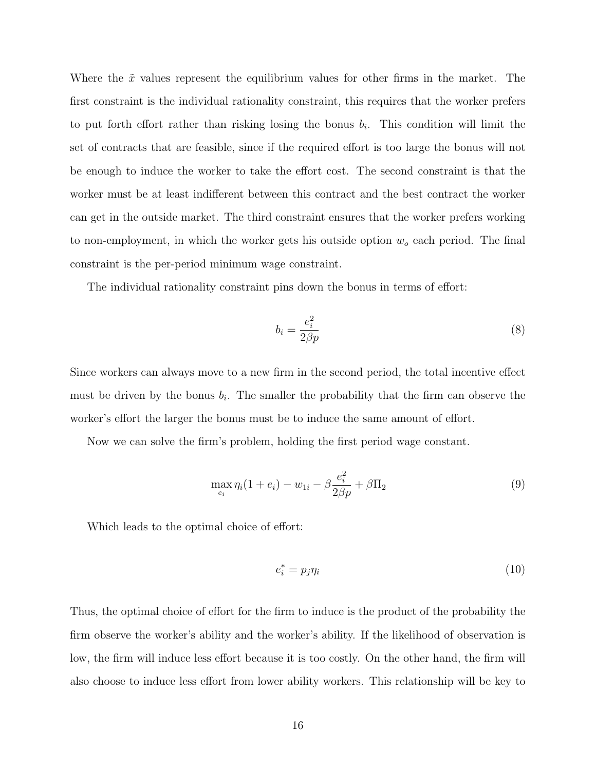Where the $\tilde{x}$ values represent the equilibrium values for other firms in the market. The first constraint is the individual rationality constraint, this requires that the worker prefers to put forth effort rather than risking losing the bonus $b_i$. This condition will limit the set of contracts that are feasible, since if the required effort is too large the bonus will not be enough to induce the worker to take the effort cost. The second constraint is that the worker must be at least indifferent between this contract and the best contract the worker can get in the outside market. The third constraint ensures that the worker prefers working to non-employment, in which the worker gets his outside option $w_o$ each period. The final constraint is the per-period minimum wage constraint.

The individual rationality constraint pins down the bonus in terms of effort:

$$b_i = \frac{e_i^2}{2\beta p} \tag{8}$$

Since workers can always move to a new firm in the second period, the total incentive effect must be driven by the bonus $b_i$. The smaller the probability that the firm can observe the worker's effort the larger the bonus must be to induce the same amount of effort.

Now we can solve the firm's problem, holding the first period wage constant.

$$\max_{e_i} \eta_i(1 + e_i) - w_{1i} - \beta \frac{e_i^2}{2\beta p} + \beta \Pi_2 \tag{9}$$

Which leads to the optimal choice of effort:

$$e_i^* = p_j \eta_i \tag{10}$$

Thus, the optimal choice of effort for the firm to induce is the product of the probability the firm observe the worker's ability and the worker's ability. If the likelihood of observation is low, the firm will induce less effort because it is too costly. On the other hand, the firm will also choose to induce less effort from lower ability workers. This relationship will be key to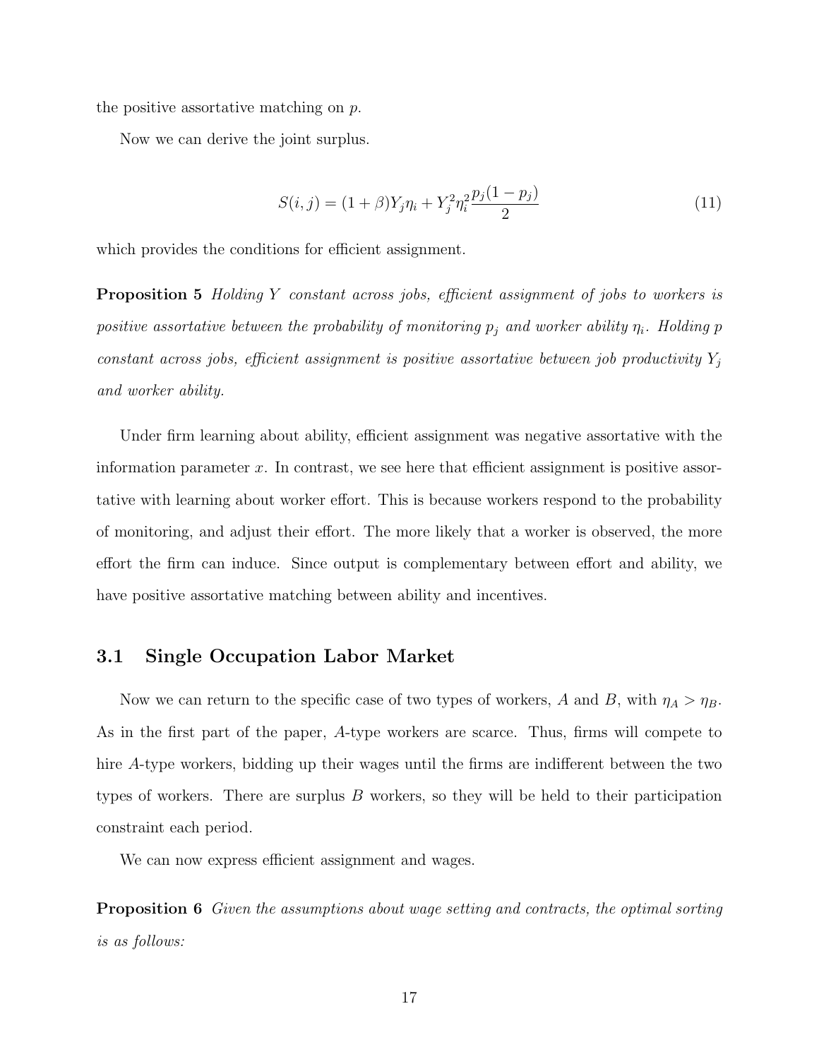the positive assortative matching on $p$.

Now we can derive the joint surplus.

$$S(i,j) = (1+\beta)Y_j\eta_i + Y_j^2\eta_i^2\frac{p_j(1-p_j)}{2} \tag{11}$$

which provides the conditions for efficient assignment.

**Proposition 5** *Holding $Y$ constant across jobs, efficient assignment of jobs to workers is positive assortative between the probability of monitoring $p_j$ and worker ability $\eta_i$. Holding $p$ constant across jobs, efficient assignment is positive assortative between job productivity $Y_j$ and worker ability.*

Under firm learning about ability, efficient assignment was negative assortative with the information parameter $x$. In contrast, we see here that efficient assignment is positive assortative with learning about worker effort. This is because workers respond to the probability of monitoring, and adjust their effort. The more likely that a worker is observed, the more effort the firm can induce. Since output is complementary between effort and ability, we have positive assortative matching between ability and incentives.

## 3.1 Single Occupation Labor Market

Now we can return to the specific case of two types of workers, $A$ and $B$, with $\eta_A > \eta_B$. As in the first part of the paper, $A$-type workers are scarce. Thus, firms will compete to hire $A$-type workers, bidding up their wages until the firms are indifferent between the two types of workers. There are surplus $B$ workers, so they will be held to their participation constraint each period.

We can now express efficient assignment and wages.

**Proposition 6** *Given the assumptions about wage setting and contracts, the optimal sorting is as follows:*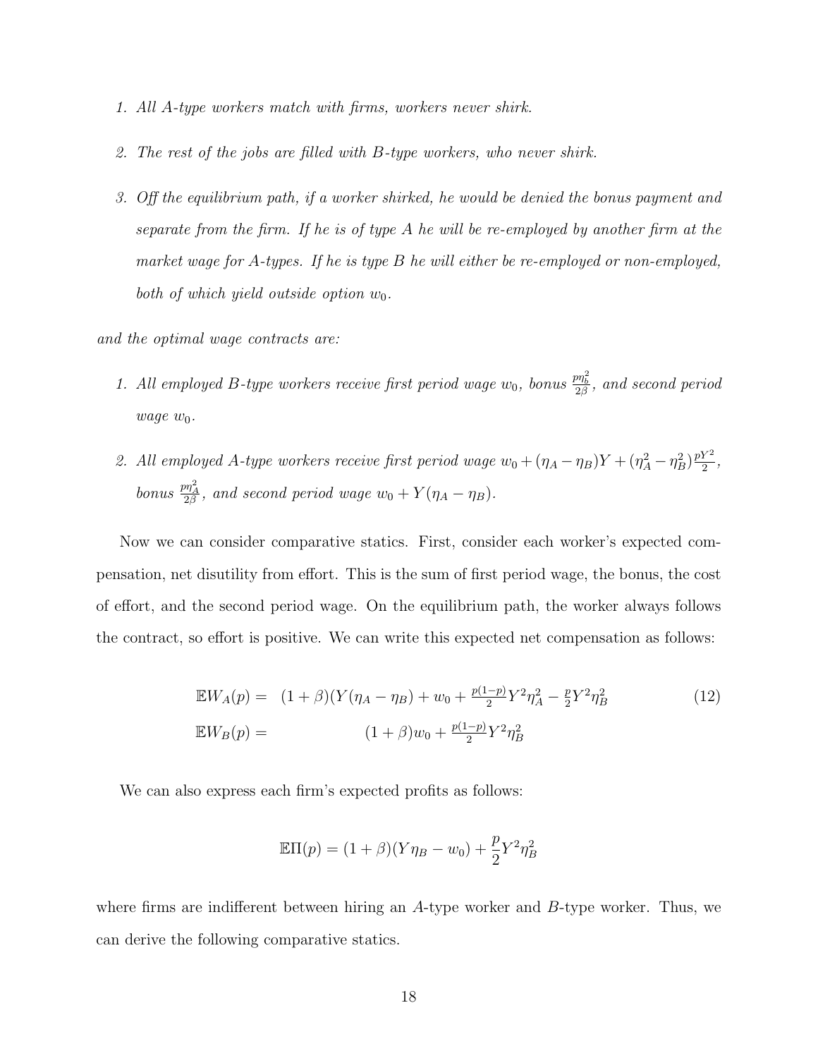*1. All A-type workers match with firms, workers never shirk.*

*2. The rest of the jobs are filled with B-type workers, who never shirk.*

*3. Off the equilibrium path, if a worker shirked, he would be denied the bonus payment and separate from the firm. If he is of type A he will be re-employed by another firm at the market wage for A-types. If he is type B he will either be re-employed or non-employed, both of which yield outside option $w_0$.*

*and the optimal wage contracts are:*

*1. All employed B-type workers receive first period wage $w_0$, bonus $\frac{p\eta_b^2}{2\beta}$, and second period wage $w_0$.*

*2. All employed A-type workers receive first period wage $w_0 + (\eta_A - \eta_B)Y + (\eta_A^2 - \eta_B^2)\frac{pY^2}{2}$, bonus $\frac{p\eta_A^2}{2\beta}$, and second period wage $w_0 + Y(\eta_A - \eta_B)$.*

Now we can consider comparative statics. First, consider each worker's expected compensation, net disutility from effort. This is the sum of first period wage, the bonus, the cost of effort, and the second period wage. On the equilibrium path, the worker always follows the contract, so effort is positive. We can write this expected net compensation as follows:

$$
\begin{aligned}
\mathbb{E}W_A(p) =& \quad (1+\beta)(Y(\eta_A - \eta_B) + w_0 + \tfrac{p(1-p)}{2}Y^2\eta_A^2 - \tfrac{p}{2}Y^2\eta_B^2 \\
\mathbb{E}W_B(p) =& \qquad\qquad\qquad (1+\beta)w_0 + \tfrac{p(1-p)}{2}Y^2\eta_B^2
\end{aligned}
\tag{12}
$$

We can also express each firm's expected profits as follows:

$$
\mathbb{E}\Pi(p) = (1+\beta)(Y\eta_B - w_0) + \frac{p}{2}Y^2\eta_B^2
$$

where firms are indifferent between hiring an $A$-type worker and $B$-type worker. Thus, we can derive the following comparative statics.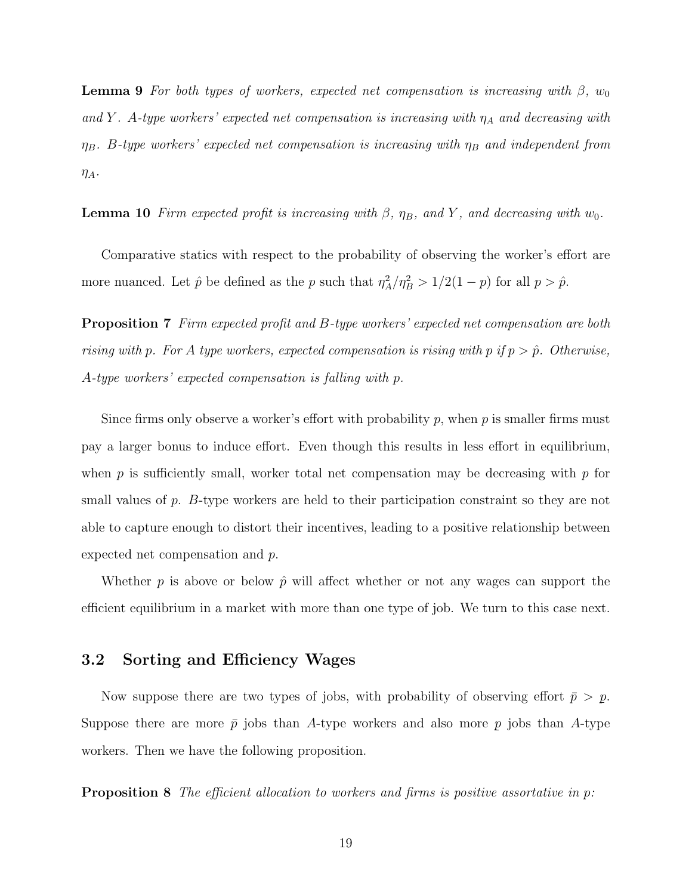**Lemma 9** *For both types of workers, expected net compensation is increasing with $\beta$, $w_0$ and $Y$. A-type workers' expected net compensation is increasing with $\eta_A$ and decreasing with $\eta_B$. B-type workers' expected net compensation is increasing with $\eta_B$ and independent from $\eta_A$.*

**Lemma 10** *Firm expected profit is increasing with $\beta$, $\eta_B$, and $Y$, and decreasing with $w_0$.*

Comparative statics with respect to the probability of observing the worker's effort are more nuanced. Let $\hat{p}$ be defined as the $p$ such that $\eta_A^2/\eta_B^2 > 1/2(1-p)$ for all $p > \hat{p}$.

**Proposition 7** *Firm expected profit and B-type workers' expected net compensation are both rising with p. For A type workers, expected compensation is rising with p if $p > \hat{p}$. Otherwise, A-type workers' expected compensation is falling with p.*

Since firms only observe a worker's effort with probability $p$, when $p$ is smaller firms must pay a larger bonus to induce effort. Even though this results in less effort in equilibrium, when $p$ is sufficiently small, worker total net compensation may be decreasing with $p$ for small values of $p$. $B$-type workers are held to their participation constraint so they are not able to capture enough to distort their incentives, leading to a positive relationship between expected net compensation and $p$.

Whether $p$ is above or below $\hat{p}$ will affect whether or not any wages can support the efficient equilibrium in a market with more than one type of job. We turn to this case next.

## 3.2 Sorting and Efficiency Wages

Now suppose there are two types of jobs, with probability of observing effort $\bar{p} > \underline{p}$. Suppose there are more $\bar{p}$ jobs than $A$-type workers and also more $\underline{p}$ jobs than $A$-type workers. Then we have the following proposition.

**Proposition 8** *The efficient allocation to workers and firms is positive assortative in p:*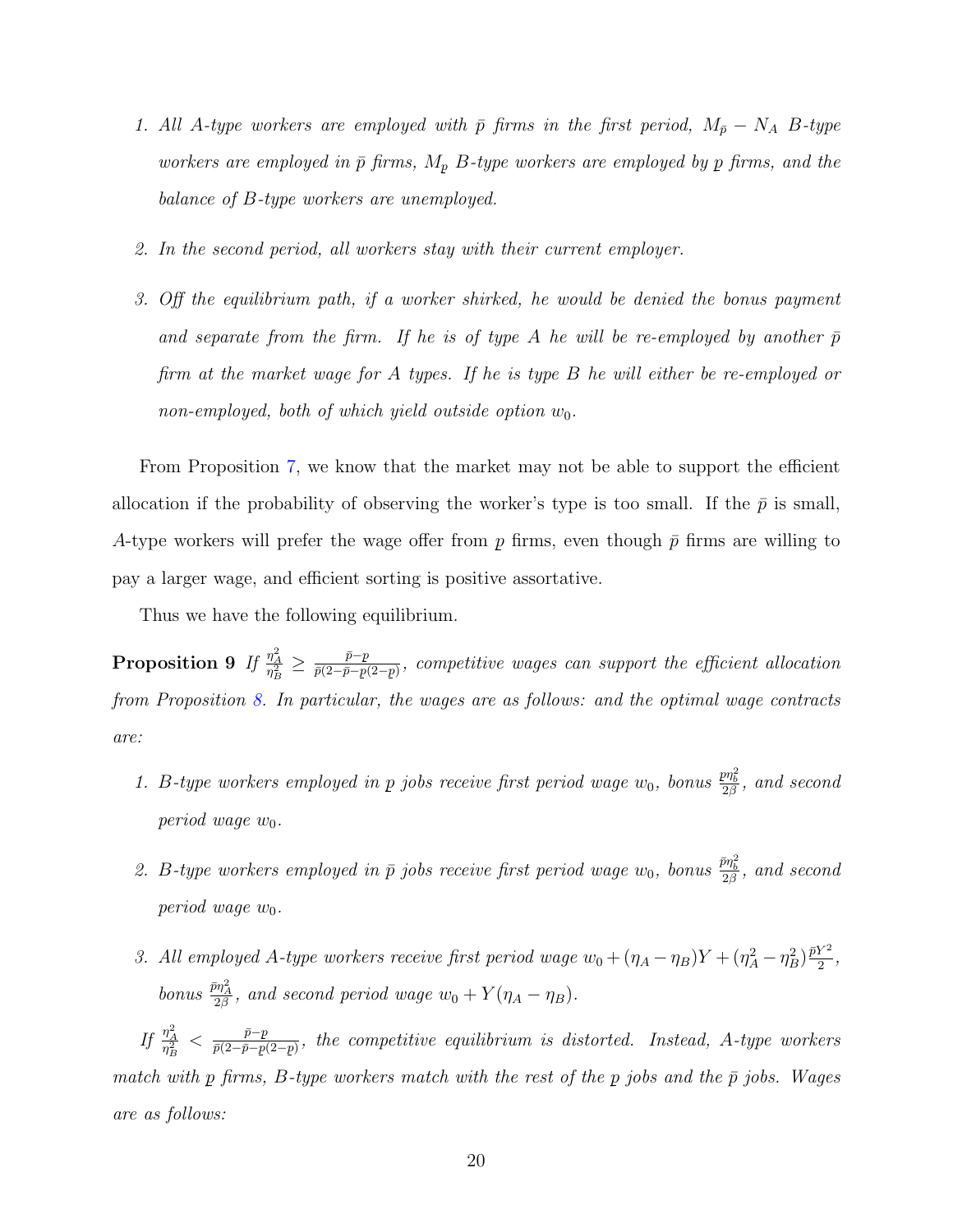1. *All A-type workers are employed with $\bar{p}$ firms in the first period, $M_{\bar{p}} - N_A$ B-type workers are employed in $\bar{p}$ firms, $M_{\underline{p}}$ B-type workers are employed by $\underline{p}$ firms, and the balance of B-type workers are unemployed.*

2. *In the second period, all workers stay with their current employer.*

3. *Off the equilibrium path, if a worker shirked, he would be denied the bonus payment and separate from the firm. If he is of type A he will be re-employed by another $\bar{p}$ firm at the market wage for A types. If he is type B he will either be re-employed or non-employed, both of which yield outside option $w_0$.*

From Proposition 7, we know that the market may not be able to support the efficient allocation if the probability of observing the worker's type is too small. If the $\bar{p}$ is small, A-type workers will prefer the wage offer from $\underline{p}$ firms, even though $\bar{p}$ firms are willing to pay a larger wage, and efficient sorting is positive assortative.

Thus we have the following equilibrium.

**Proposition 9** *If $\frac{\eta_A^2}{\eta_B^2} \geq \frac{\bar{p}-\underline{p}}{\bar{p}(2-\bar{p}-\underline{p}(2-\underline{p})}$, competitive wages can support the efficient allocation from Proposition 8. In particular, the wages are as follows: and the optimal wage contracts are:*

1. *B-type workers employed in $\underline{p}$ jobs receive first period wage $w_0$, bonus $\frac{\underline{p}\eta_b^2}{2\beta}$, and second period wage $w_0$.*

2. *B-type workers employed in $\bar{p}$ jobs receive first period wage $w_0$, bonus $\frac{\bar{p}\eta_b^2}{2\beta}$, and second period wage $w_0$.*

3. *All employed A-type workers receive first period wage $w_0 + (\eta_A - \eta_B)Y + (\eta_A^2 - \eta_B^2)\frac{\bar{p}Y^2}{2}$, bonus $\frac{\bar{p}\eta_A^2}{2\beta}$, and second period wage $w_0 + Y(\eta_A - \eta_B)$.*

*If $\frac{\eta_A^2}{\eta_B^2} < \frac{\bar{p}-\underline{p}}{\bar{p}(2-\bar{p}-\underline{p}(2-\underline{p})}$, the competitive equilibrium is distorted. Instead, A-type workers match with $\underline{p}$ firms, B-type workers match with the rest of the $\underline{p}$ jobs and the $\bar{p}$ jobs. Wages are as follows:*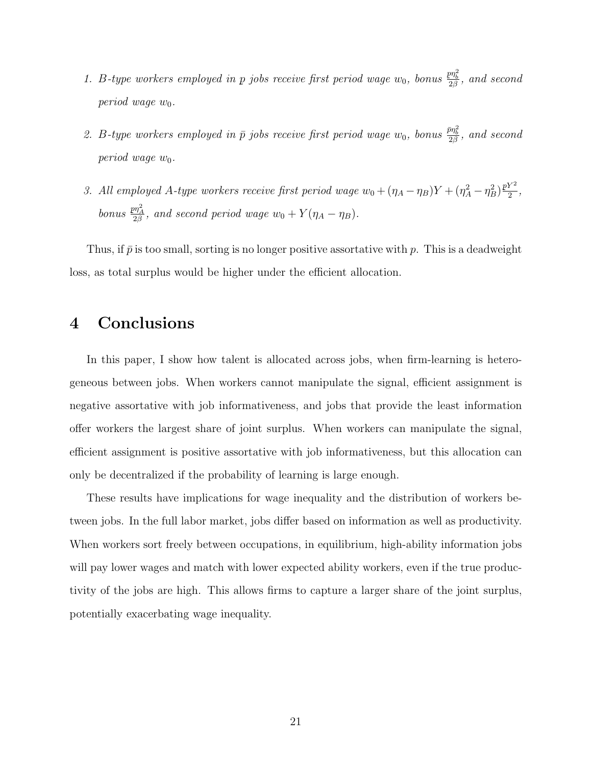1. *B-type workers employed in $p$ jobs receive first period wage $w_0$, bonus $\frac{p\eta_b^2}{2\beta}$, and second period wage $w_0$.*

2. *B-type workers employed in $\bar{p}$ jobs receive first period wage $w_0$, bonus $\frac{\bar{p}\eta_b^2}{2\beta}$, and second period wage $w_0$.*

3. *All employed A-type workers receive first period wage $w_0 + (\eta_A - \eta_B)Y + (\eta_A^2 - \eta_B^2)\frac{pY^2}{2}$, bonus $\frac{p\eta_A^2}{2\beta}$, and second period wage $w_0 + Y(\eta_A - \eta_B)$.*

Thus, if $\bar{p}$ is too small, sorting is no longer positive assortative with $p$. This is a deadweight loss, as total surplus would be higher under the efficient allocation.

# 4 Conclusions

In this paper, I show how talent is allocated across jobs, when firm-learning is heterogeneous between jobs. When workers cannot manipulate the signal, efficient assignment is negative assortative with job informativeness, and jobs that provide the least information offer workers the largest share of joint surplus. When workers can manipulate the signal, efficient assignment is positive assortative with job informativeness, but this allocation can only be decentralized if the probability of learning is large enough.

These results have implications for wage inequality and the distribution of workers between jobs. In the full labor market, jobs differ based on information as well as productivity. When workers sort freely between occupations, in equilibrium, high-ability information jobs will pay lower wages and match with lower expected ability workers, even if the true productivity of the jobs are high. This allows firms to capture a larger share of the joint surplus, potentially exacerbating wage inequality.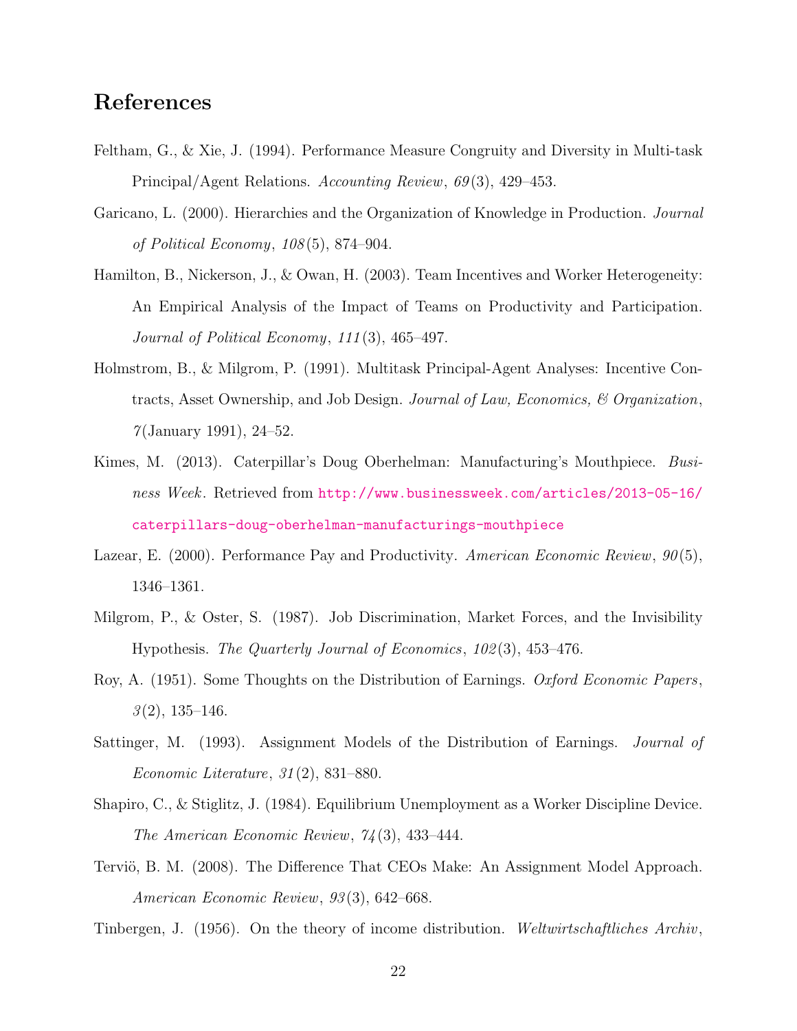## References

Feltham, G., & Xie, J. (1994). Performance Measure Congruity and Diversity in Multi-task Principal/Agent Relations. *Accounting Review*, *69*(3), 429–453.

Garicano, L. (2000). Hierarchies and the Organization of Knowledge in Production. *Journal of Political Economy*, *108*(5), 874–904.

Hamilton, B., Nickerson, J., & Owan, H. (2003). Team Incentives and Worker Heterogeneity: An Empirical Analysis of the Impact of Teams on Productivity and Participation. *Journal of Political Economy*, *111*(3), 465–497.

Holmstrom, B., & Milgrom, P. (1991). Multitask Principal-Agent Analyses: Incentive Contracts, Asset Ownership, and Job Design. *Journal of Law, Economics, & Organization*, *7*(January 1991), 24–52.

Kimes, M. (2013). Caterpillar's Doug Oberhelman: Manufacturing's Mouthpiece. *Business Week*. Retrieved from http://www.businessweek.com/articles/2013-05-16/caterpillars-doug-oberhelman-manufacturings-mouthpiece

Lazear, E. (2000). Performance Pay and Productivity. *American Economic Review*, *90*(5), 1346–1361.

Milgrom, P., & Oster, S. (1987). Job Discrimination, Market Forces, and the Invisibility Hypothesis. *The Quarterly Journal of Economics*, *102*(3), 453–476.

Roy, A. (1951). Some Thoughts on the Distribution of Earnings. *Oxford Economic Papers*, *3*(2), 135–146.

Sattinger, M. (1993). Assignment Models of the Distribution of Earnings. *Journal of Economic Literature*, *31*(2), 831–880.

Shapiro, C., & Stiglitz, J. (1984). Equilibrium Unemployment as a Worker Discipline Device. *The American Economic Review*, *74*(3), 433–444.

Terviö, B. M. (2008). The Difference That CEOs Make: An Assignment Model Approach. *American Economic Review*, *93*(3), 642–668.

Tinbergen, J. (1956). On the theory of income distribution. *Weltwirtschaftliches Archiv*,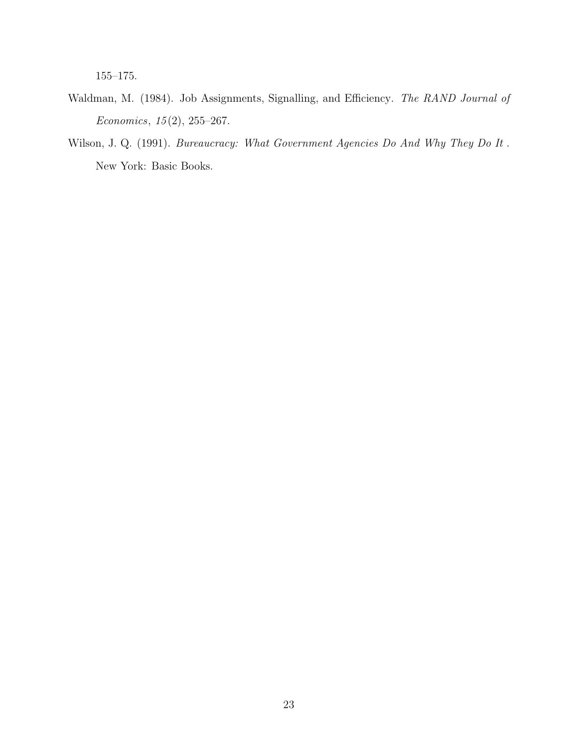155–175.

Waldman, M. (1984). Job Assignments, Signalling, and Efficiency. *The RAND Journal of Economics*, *15*(2), 255–267.

Wilson, J. Q. (1991). *Bureaucracy: What Government Agencies Do And Why They Do It*. New York: Basic Books.